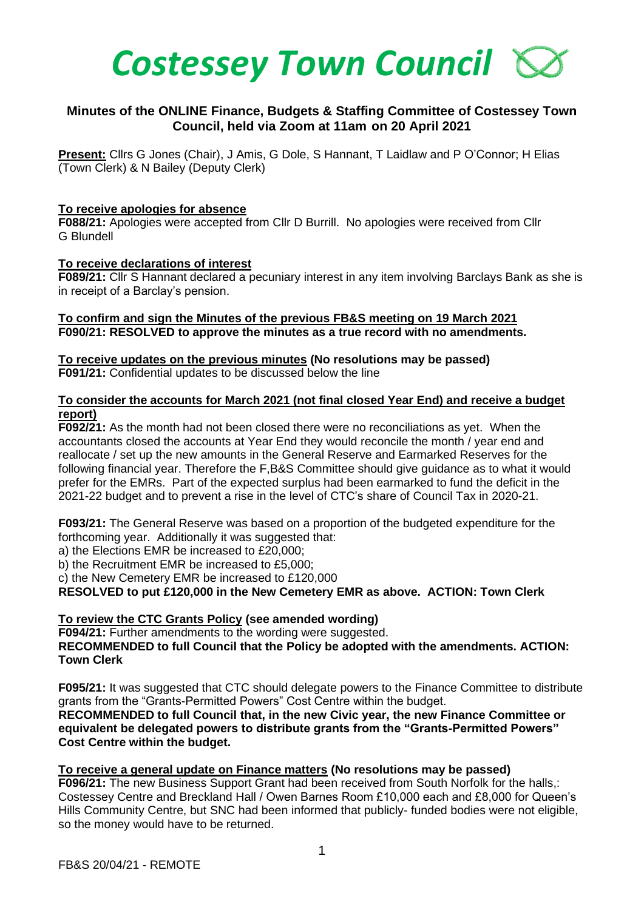# *Costessey Town Council*

## Minutes of the ONLINE Finance, Budgets & Staffing Committee of Costessey Town Council, held via Zoom at 11am on 20 April 2021

**Present:** Cllrs G Jones (Chair), J Amis, G Dole, S Hannant, T Laidlaw and P O'Connor; H Elias (Town Clerk) & N Bailey (Deputy Clerk)

**To receive apologies for absence**

**F088/21:** Apologies were accepted from Cllr D Burrill. No apologies were received from Cllr G Blundell

**To receive declarations of interest**

**F089/21:** Cllr S Hannant declared a pecuniary interest in any item involving Barclays Bank as she is in receipt of a Barclay's pension.

**To confirm and sign the Minutes of the previous FB&S meeting on 19 March 2021**

**F090/21: RESOLVED to approve the minutes as a true record with no amendments.**

**To receive updates on the previous minutes (No resolutions may be passed)**

**F091/21:** Confidential updates to be discussed below the line

**To consider the accounts for March 2021 (not final closed Year End) and receive a budget report)**

**F092/21:** As the month had not been closed there were no reconciliations as yet. When the accountants closed the accounts at Year End they would reconcile the month / year end and reallocate / set up the new amounts in the General Reserve and Earmarked Reserves for the following financial year. Therefore the F,B&S Committee should give guidance as to what it would prefer for the EMRs. Part of the expected surplus had been earmarked to fund the deficit in the 2021-22 budget and to prevent a rise in the level of CTC's share of Council Tax in 2020-21.

**F093/21:** The General Reserve was based on a proportion of the budgeted expenditure for the forthcoming year. Additionally it was suggested that:

a) the Elections EMR be increased to £20,000;

b) the Recruitment EMR be increased to £5,000;

c) the New Cemetery EMR be increased to £120,000

**RESOLVED to put £120,000 in the New Cemetery EMR as above. ACTION: Town Clerk**

**To review the CTC Grants Policy (see amended wording)**

**F094/21:** Further amendments to the wording were suggested.

**RECOMMENDED to full Council that the Policy be adopted with the amendments. ACTION: Town Clerk**

**F095/21:** It was suggested that CTC should delegate powers to the Finance Committee to distribute grants from the "Grants-Permitted Powers" Cost Centre within the budget.

**RECOMMENDED to full Council that, in the new Civic year, the new Finance Committee or equivalent be delegated powers to distribute grants from the "Grants-Permitted Powers" Cost Centre within the budget.**

**To receive a general update on Finance matters (No resolutions may be passed)**

**F096/21:** The new Business Support Grant had been received from South Norfolk for the halls,: Costessey Centre and Breckland Hall / Owen Barnes Room £10,000 each and £8,000 for Queen's Hills Community Centre, but SNC had been informed that publicly- funded bodies were not eligible, so the money would have to be returned.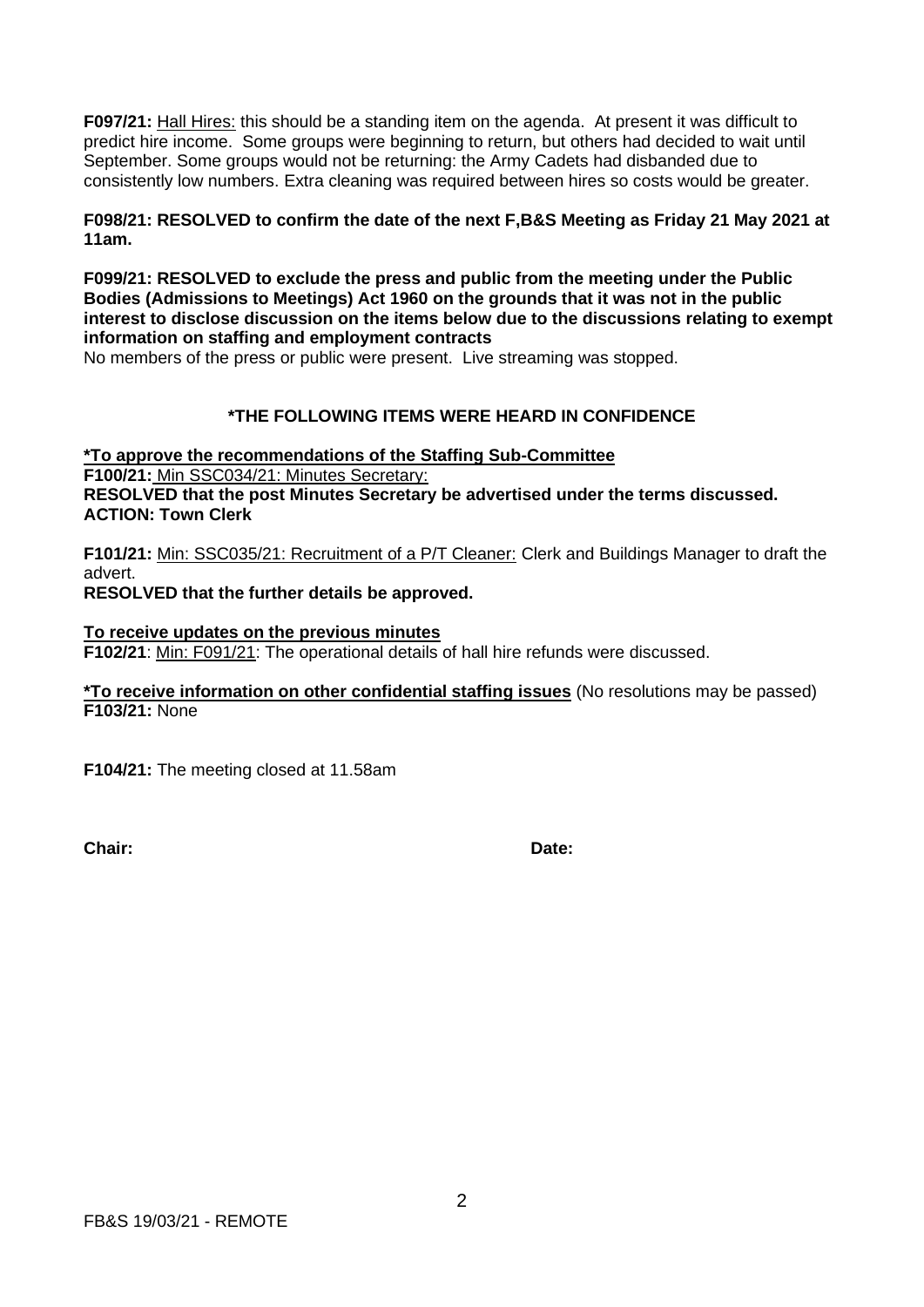**F097/21:** Hall Hires: this should be a standing item on the agenda. At present it was difficult to predict hire income. Some groups were beginning to return, but others had decided to wait until September. Some groups would not be returning: the Army Cadets had disbanded due to consistently low numbers. Extra cleaning was required between hires so costs would be greater.

**F098/21: RESOLVED to confirm the date of the next F,B&S Meeting as Friday 21 May 2021 at 11am.**

**F099/21: RESOLVED to exclude the press and public from the meeting under the Public Bodies (Admissions to Meetings) Act 1960 on the grounds that it was not in the public interest to disclose discussion on the items below due to the discussions relating to exempt information on staffing and employment contracts**
No members of the press or public were present. Live streaming was stopped.

**\*THE FOLLOWING ITEMS WERE HEARD IN CONFIDENCE**

**\*To approve the recommendations of the Staffing Sub-Committee**
**F100/21:** Min SSC034/21: Minutes Secretary:
**RESOLVED that the post Minutes Secretary be advertised under the terms discussed.**
**ACTION: Town Clerk**

**F101/21:** Min: SSC035/21: Recruitment of a P/T Cleaner: Clerk and Buildings Manager to draft the advert.
**RESOLVED that the further details be approved.**

**To receive updates on the previous minutes**
**F102/21**: Min: F091/21: The operational details of hall hire refunds were discussed.

**\*To receive information on other confidential staffing issues** (No resolutions may be passed)
**F103/21:** None

**F104/21:** The meeting closed at 11.58am

**Chair:** **Date:**